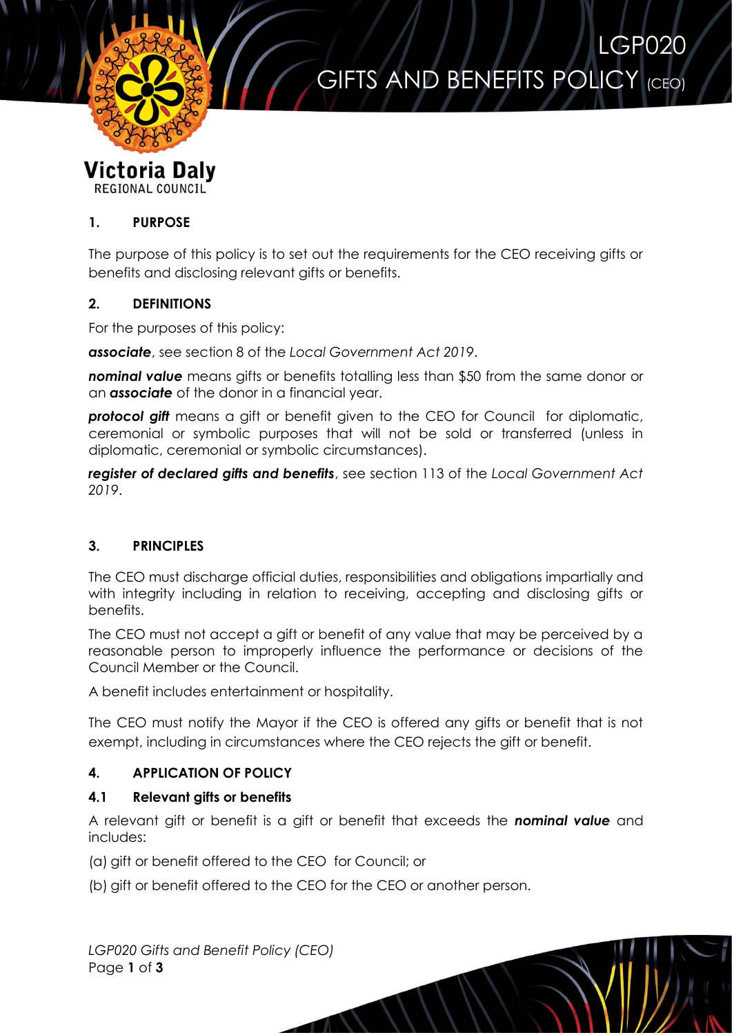# LGP020 GIFTS AND BENEFITS POLICY (CEO)

Victoria Daly
REGIONAL COUNCIL

## 1. PURPOSE

The purpose of this policy is to set out the requirements for the CEO receiving gifts or benefits and disclosing relevant gifts or benefits.

## 2. DEFINITIONS

For the purposes of this policy:

***associate***, see section 8 of the *Local Government Act 2019*.

***nominal value*** means gifts or benefits totalling less than $50 from the same donor or an ***associate*** of the donor in a financial year.

***protocol gift*** means a gift or benefit given to the CEO for Council for diplomatic, ceremonial or symbolic purposes that will not be sold or transferred (unless in diplomatic, ceremonial or symbolic circumstances).

***register of declared gifts and benefits***, see section 113 of the *Local Government Act 2019*.

## 3. PRINCIPLES

The CEO must discharge official duties, responsibilities and obligations impartially and with integrity including in relation to receiving, accepting and disclosing gifts or benefits.

The CEO must not accept a gift or benefit of any value that may be perceived by a reasonable person to improperly influence the performance or decisions of the Council Member or the Council.

A benefit includes entertainment or hospitality.

The CEO must notify the Mayor if the CEO is offered any gifts or benefit that is not exempt, including in circumstances where the CEO rejects the gift or benefit.

## 4. APPLICATION OF POLICY

### 4.1 Relevant gifts or benefits

A relevant gift or benefit is a gift or benefit that exceeds the ***nominal value*** and includes:

(a) gift or benefit offered to the CEO for Council; or

(b) gift or benefit offered to the CEO for the CEO or another person.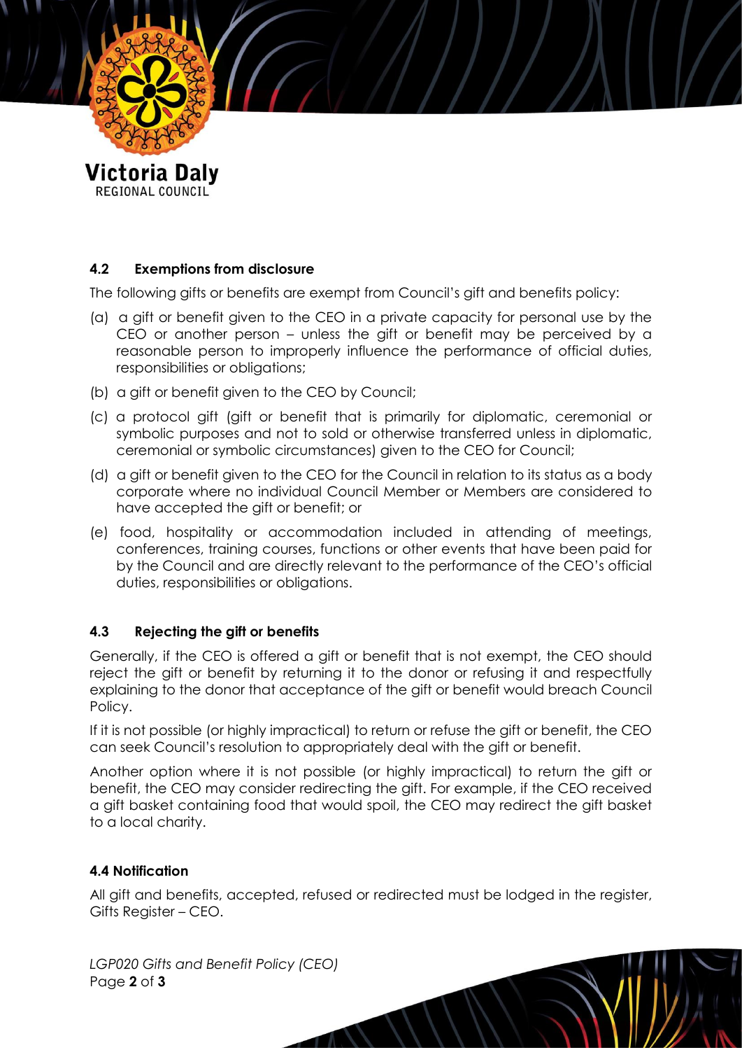### 4.2 Exemptions from disclosure

The following gifts or benefits are exempt from Council's gift and benefits policy:

(a) a gift or benefit given to the CEO in a private capacity for personal use by the CEO or another person – unless the gift or benefit may be perceived by a reasonable person to improperly influence the performance of official duties, responsibilities or obligations;

(b) a gift or benefit given to the CEO by Council;

(c) a protocol gift (gift or benefit that is primarily for diplomatic, ceremonial or symbolic purposes and not to sold or otherwise transferred unless in diplomatic, ceremonial or symbolic circumstances) given to the CEO for Council;

(d) a gift or benefit given to the CEO for the Council in relation to its status as a body corporate where no individual Council Member or Members are considered to have accepted the gift or benefit; or

(e) food, hospitality or accommodation included in attending of meetings, conferences, training courses, functions or other events that have been paid for by the Council and are directly relevant to the performance of the CEO's official duties, responsibilities or obligations.

### 4.3 Rejecting the gift or benefits

Generally, if the CEO is offered a gift or benefit that is not exempt, the CEO should reject the gift or benefit by returning it to the donor or refusing it and respectfully explaining to the donor that acceptance of the gift or benefit would breach Council Policy.

If it is not possible (or highly impractical) to return or refuse the gift or benefit, the CEO can seek Council's resolution to appropriately deal with the gift or benefit.

Another option where it is not possible (or highly impractical) to return the gift or benefit, the CEO may consider redirecting the gift. For example, if the CEO received a gift basket containing food that would spoil, the CEO may redirect the gift basket to a local charity.

### 4.4 Notification

All gift and benefits, accepted, refused or redirected must be lodged in the register, Gifts Register – CEO.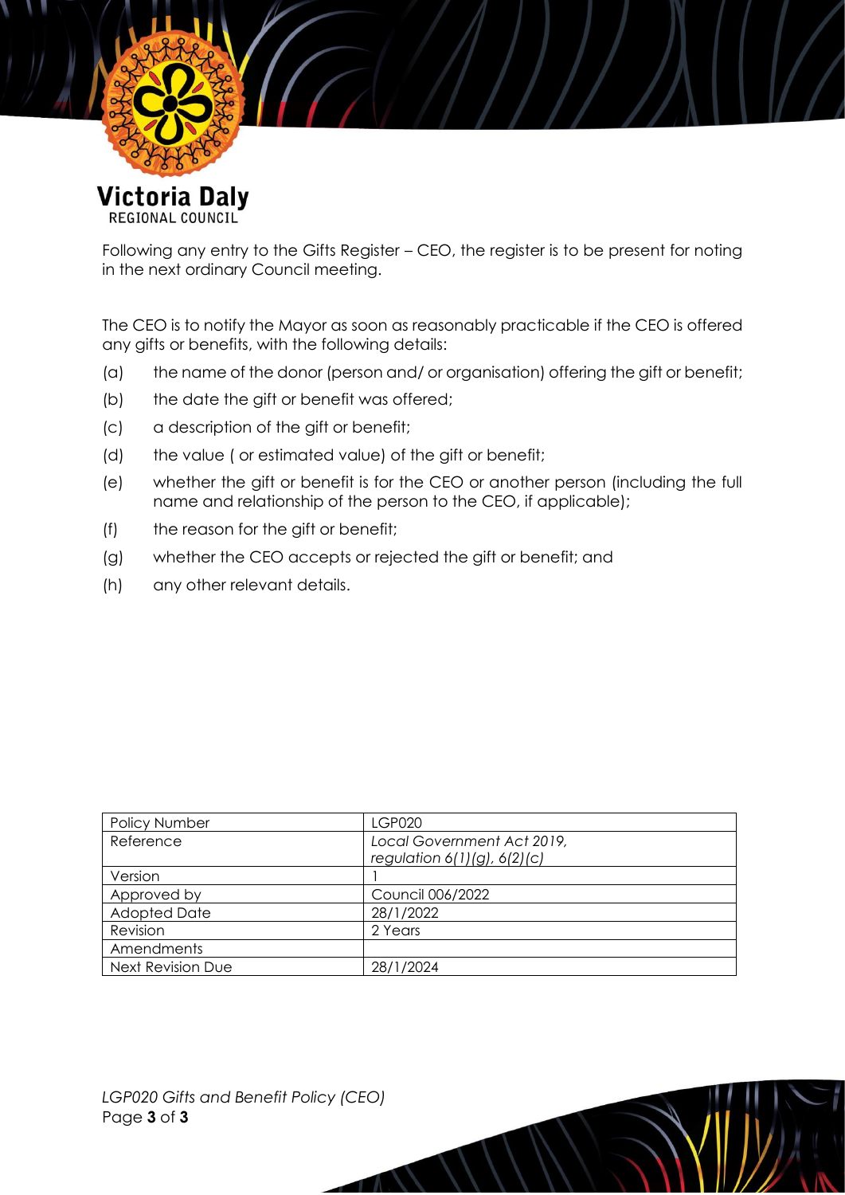Following any entry to the Gifts Register – CEO, the register is to be present for noting in the next ordinary Council meeting.

The CEO is to notify the Mayor as soon as reasonably practicable if the CEO is offered any gifts or benefits, with the following details:

(a) the name of the donor (person and/ or organisation) offering the gift or benefit;

(b) the date the gift or benefit was offered;

(c) a description of the gift or benefit;

(d) the value ( or estimated value) of the gift or benefit;

(e) whether the gift or benefit is for the CEO or another person (including the full name and relationship of the person to the CEO, if applicable);

(f) the reason for the gift or benefit;

(g) whether the CEO accepts or rejected the gift or benefit; and

(h) any other relevant details.

| | |
|---|---|
| Policy Number | LGP020 |
| Reference | *Local Government Act 2019, regulation 6(1)(g), 6(2)(c)* |
| Version | 1 |
| Approved by | Council 006/2022 |
| Adopted Date | 28/1/2022 |
| Revision | 2 Years |
| Amendments | |
| Next Revision Due | 28/1/2024 |